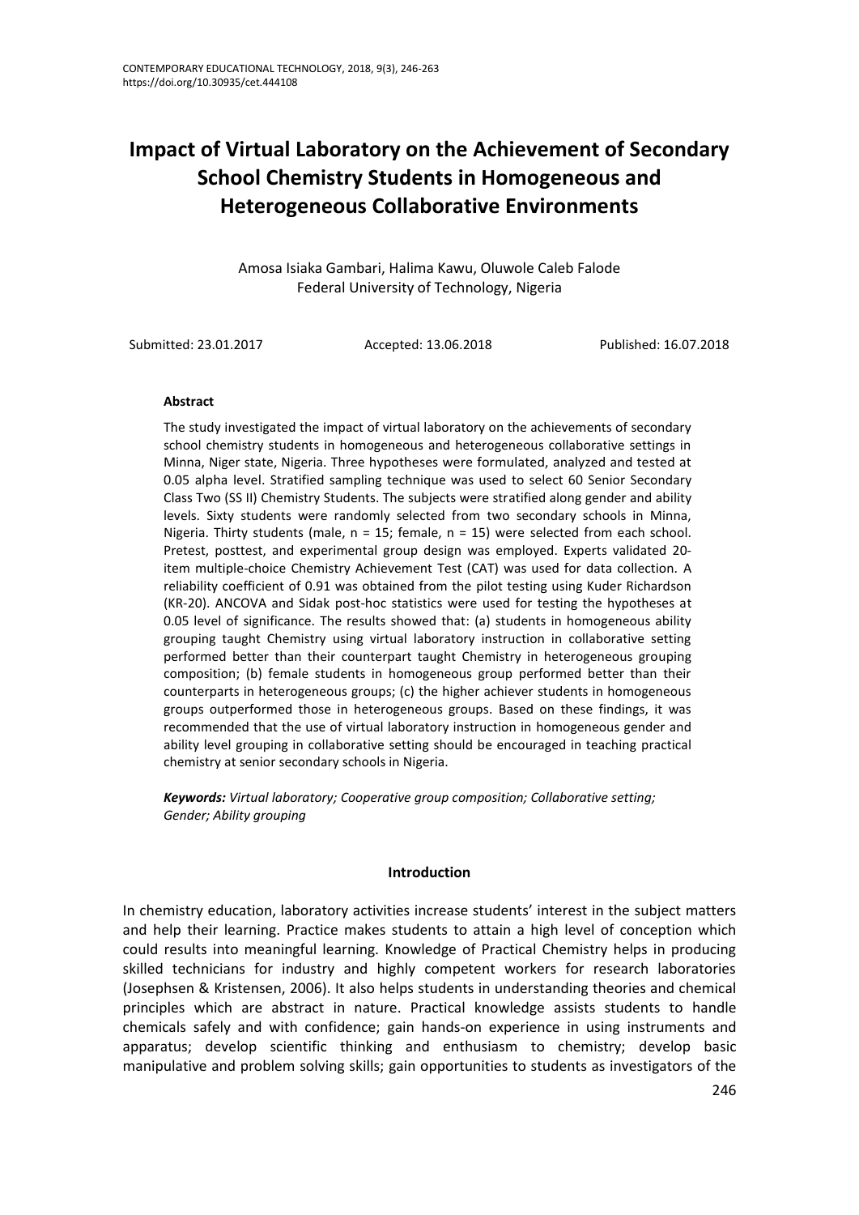# Impact of Virtual Laboratory on the Achievement of Secondary School Chemistry Students in Homogeneous and Heterogeneous Collaborative Environments

Amosa Isiaka Gambari, Halima Kawu, Oluwole Caleb Falode
Federal University of Technology, Nigeria

Submitted: 23.01.2017 Accepted: 13.06.2018 Published: 16.07.2018

### Abstract

The study investigated the impact of virtual laboratory on the achievements of secondary school chemistry students in homogeneous and heterogeneous collaborative settings in Minna, Niger state, Nigeria. Three hypotheses were formulated, analyzed and tested at 0.05 alpha level. Stratified sampling technique was used to select 60 Senior Secondary Class Two (SS II) Chemistry Students. The subjects were stratified along gender and ability levels. Sixty students were randomly selected from two secondary schools in Minna, Nigeria. Thirty students (male, n = 15; female, n = 15) were selected from each school. Pretest, posttest, and experimental group design was employed. Experts validated 20-item multiple-choice Chemistry Achievement Test (CAT) was used for data collection. A reliability coefficient of 0.91 was obtained from the pilot testing using Kuder Richardson (KR-20). ANCOVA and Sidak post-hoc statistics were used for testing the hypotheses at 0.05 level of significance. The results showed that: (a) students in homogeneous ability grouping taught Chemistry using virtual laboratory instruction in collaborative setting performed better than their counterpart taught Chemistry in heterogeneous grouping composition; (b) female students in homogeneous group performed better than their counterparts in heterogeneous groups; (c) the higher achiever students in homogeneous groups outperformed those in heterogeneous groups. Based on these findings, it was recommended that the use of virtual laboratory instruction in homogeneous gender and ability level grouping in collaborative setting should be encouraged in teaching practical chemistry at senior secondary schools in Nigeria.

***Keywords:** Virtual laboratory; Cooperative group composition; Collaborative setting; Gender; Ability grouping*

## Introduction

In chemistry education, laboratory activities increase students' interest in the subject matters and help their learning. Practice makes students to attain a high level of conception which could results into meaningful learning. Knowledge of Practical Chemistry helps in producing skilled technicians for industry and highly competent workers for research laboratories (Josephsen & Kristensen, 2006). It also helps students in understanding theories and chemical principles which are abstract in nature. Practical knowledge assists students to handle chemicals safely and with confidence; gain hands-on experience in using instruments and apparatus; develop scientific thinking and enthusiasm to chemistry; develop basic manipulative and problem solving skills; gain opportunities to students as investigators of the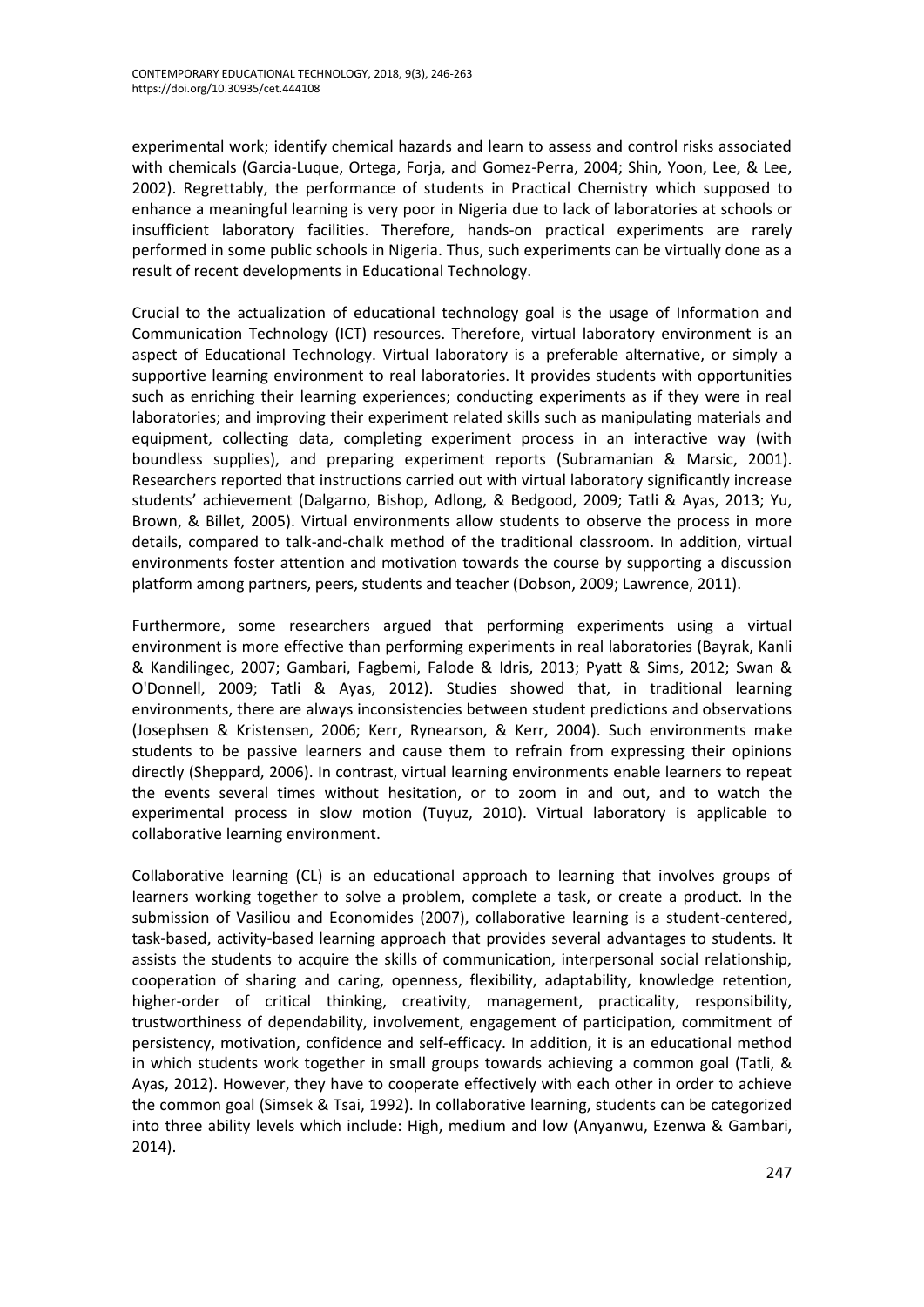experimental work; identify chemical hazards and learn to assess and control risks associated with chemicals (Garcia-Luque, Ortega, Forja, and Gomez-Perra, 2004; Shin, Yoon, Lee, & Lee, 2002). Regrettably, the performance of students in Practical Chemistry which supposed to enhance a meaningful learning is very poor in Nigeria due to lack of laboratories at schools or insufficient laboratory facilities. Therefore, hands-on practical experiments are rarely performed in some public schools in Nigeria. Thus, such experiments can be virtually done as a result of recent developments in Educational Technology.

Crucial to the actualization of educational technology goal is the usage of Information and Communication Technology (ICT) resources. Therefore, virtual laboratory environment is an aspect of Educational Technology. Virtual laboratory is a preferable alternative, or simply a supportive learning environment to real laboratories. It provides students with opportunities such as enriching their learning experiences; conducting experiments as if they were in real laboratories; and improving their experiment related skills such as manipulating materials and equipment, collecting data, completing experiment process in an interactive way (with boundless supplies), and preparing experiment reports (Subramanian & Marsic, 2001). Researchers reported that instructions carried out with virtual laboratory significantly increase students' achievement (Dalgarno, Bishop, Adlong, & Bedgood, 2009; Tatli & Ayas, 2013; Yu, Brown, & Billet, 2005). Virtual environments allow students to observe the process in more details, compared to talk-and-chalk method of the traditional classroom. In addition, virtual environments foster attention and motivation towards the course by supporting a discussion platform among partners, peers, students and teacher (Dobson, 2009; Lawrence, 2011).

Furthermore, some researchers argued that performing experiments using a virtual environment is more effective than performing experiments in real laboratories (Bayrak, Kanli & Kandilingec, 2007; Gambari, Fagbemi, Falode & Idris, 2013; Pyatt & Sims, 2012; Swan & O'Donnell, 2009; Tatli & Ayas, 2012). Studies showed that, in traditional learning environments, there are always inconsistencies between student predictions and observations (Josephsen & Kristensen, 2006; Kerr, Rynearson, & Kerr, 2004). Such environments make students to be passive learners and cause them to refrain from expressing their opinions directly (Sheppard, 2006). In contrast, virtual learning environments enable learners to repeat the events several times without hesitation, or to zoom in and out, and to watch the experimental process in slow motion (Tuyuz, 2010). Virtual laboratory is applicable to collaborative learning environment.

Collaborative learning (CL) is an educational approach to learning that involves groups of learners working together to solve a problem, complete a task, or create a product. In the submission of Vasiliou and Economides (2007), collaborative learning is a student-centered, task-based, activity-based learning approach that provides several advantages to students. It assists the students to acquire the skills of communication, interpersonal social relationship, cooperation of sharing and caring, openness, flexibility, adaptability, knowledge retention, higher-order of critical thinking, creativity, management, practicality, responsibility, trustworthiness of dependability, involvement, engagement of participation, commitment of persistency, motivation, confidence and self-efficacy. In addition, it is an educational method in which students work together in small groups towards achieving a common goal (Tatli, & Ayas, 2012). However, they have to cooperate effectively with each other in order to achieve the common goal (Simsek & Tsai, 1992). In collaborative learning, students can be categorized into three ability levels which include: High, medium and low (Anyanwu, Ezenwa & Gambari, 2014).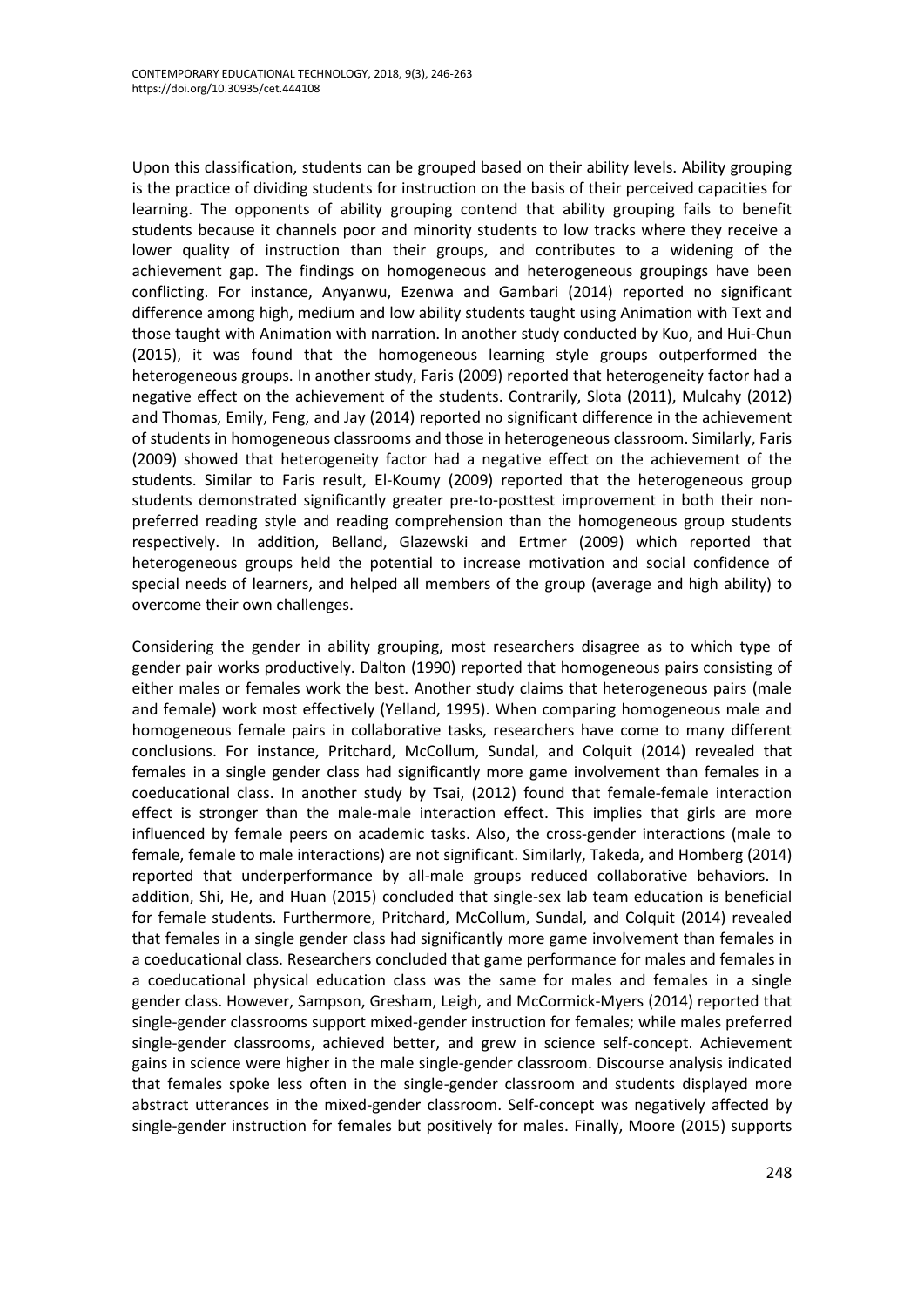Upon this classification, students can be grouped based on their ability levels. Ability grouping is the practice of dividing students for instruction on the basis of their perceived capacities for learning. The opponents of ability grouping contend that ability grouping fails to benefit students because it channels poor and minority students to low tracks where they receive a lower quality of instruction than their groups, and contributes to a widening of the achievement gap. The findings on homogeneous and heterogeneous groupings have been conflicting. For instance, Anyanwu, Ezenwa and Gambari (2014) reported no significant difference among high, medium and low ability students taught using Animation with Text and those taught with Animation with narration. In another study conducted by Kuo, and Hui-Chun (2015), it was found that the homogeneous learning style groups outperformed the heterogeneous groups. In another study, Faris (2009) reported that heterogeneity factor had a negative effect on the achievement of the students. Contrarily, Slota (2011), Mulcahy (2012) and Thomas, Emily, Feng, and Jay (2014) reported no significant difference in the achievement of students in homogeneous classrooms and those in heterogeneous classroom. Similarly, Faris (2009) showed that heterogeneity factor had a negative effect on the achievement of the students. Similar to Faris result, El-Koumy (2009) reported that the heterogeneous group students demonstrated significantly greater pre-to-posttest improvement in both their non-preferred reading style and reading comprehension than the homogeneous group students respectively. In addition, Belland, Glazewski and Ertmer (2009) which reported that heterogeneous groups held the potential to increase motivation and social confidence of special needs of learners, and helped all members of the group (average and high ability) to overcome their own challenges.

Considering the gender in ability grouping, most researchers disagree as to which type of gender pair works productively. Dalton (1990) reported that homogeneous pairs consisting of either males or females work the best. Another study claims that heterogeneous pairs (male and female) work most effectively (Yelland, 1995). When comparing homogeneous male and homogeneous female pairs in collaborative tasks, researchers have come to many different conclusions. For instance, Pritchard, McCollum, Sundal, and Colquit (2014) revealed that females in a single gender class had significantly more game involvement than females in a coeducational class. In another study by Tsai, (2012) found that female-female interaction effect is stronger than the male-male interaction effect. This implies that girls are more influenced by female peers on academic tasks. Also, the cross-gender interactions (male to female, female to male interactions) are not significant. Similarly, Takeda, and Homberg (2014) reported that underperformance by all-male groups reduced collaborative behaviors. In addition, Shi, He, and Huan (2015) concluded that single-sex lab team education is beneficial for female students. Furthermore, Pritchard, McCollum, Sundal, and Colquit (2014) revealed that females in a single gender class had significantly more game involvement than females in a coeducational class. Researchers concluded that game performance for males and females in a coeducational physical education class was the same for males and females in a single gender class. However, Sampson, Gresham, Leigh, and McCormick-Myers (2014) reported that single-gender classrooms support mixed-gender instruction for females; while males preferred single-gender classrooms, achieved better, and grew in science self-concept. Achievement gains in science were higher in the male single-gender classroom. Discourse analysis indicated that females spoke less often in the single-gender classroom and students displayed more abstract utterances in the mixed-gender classroom. Self-concept was negatively affected by single-gender instruction for females but positively for males. Finally, Moore (2015) supports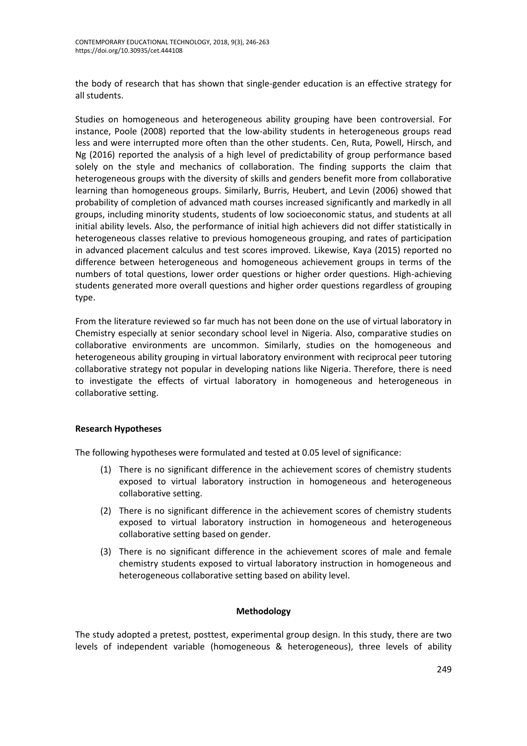the body of research that has shown that single-gender education is an effective strategy for all students.

Studies on homogeneous and heterogeneous ability grouping have been controversial. For instance, Poole (2008) reported that the low-ability students in heterogeneous groups read less and were interrupted more often than the other students. Cen, Ruta, Powell, Hirsch, and Ng (2016) reported the analysis of a high level of predictability of group performance based solely on the style and mechanics of collaboration. The finding supports the claim that heterogeneous groups with the diversity of skills and genders benefit more from collaborative learning than homogeneous groups. Similarly, Burris, Heubert, and Levin (2006) showed that probability of completion of advanced math courses increased significantly and markedly in all groups, including minority students, students of low socioeconomic status, and students at all initial ability levels. Also, the performance of initial high achievers did not differ statistically in heterogeneous classes relative to previous homogeneous grouping, and rates of participation in advanced placement calculus and test scores improved. Likewise, Kaya (2015) reported no difference between heterogeneous and homogeneous achievement groups in terms of the numbers of total questions, lower order questions or higher order questions. High-achieving students generated more overall questions and higher order questions regardless of grouping type.

From the literature reviewed so far much has not been done on the use of virtual laboratory in Chemistry especially at senior secondary school level in Nigeria. Also, comparative studies on collaborative environments are uncommon. Similarly, studies on the homogeneous and heterogeneous ability grouping in virtual laboratory environment with reciprocal peer tutoring collaborative strategy not popular in developing nations like Nigeria. Therefore, there is need to investigate the effects of virtual laboratory in homogeneous and heterogeneous in collaborative setting.

**Research Hypotheses**

The following hypotheses were formulated and tested at 0.05 level of significance:

(1) There is no significant difference in the achievement scores of chemistry students exposed to virtual laboratory instruction in homogeneous and heterogeneous collaborative setting.

(2) There is no significant difference in the achievement scores of chemistry students exposed to virtual laboratory instruction in homogeneous and heterogeneous collaborative setting based on gender.

(3) There is no significant difference in the achievement scores of male and female chemistry students exposed to virtual laboratory instruction in homogeneous and heterogeneous collaborative setting based on ability level.

## Methodology

The study adopted a pretest, posttest, experimental group design. In this study, there are two levels of independent variable (homogeneous & heterogeneous), three levels of ability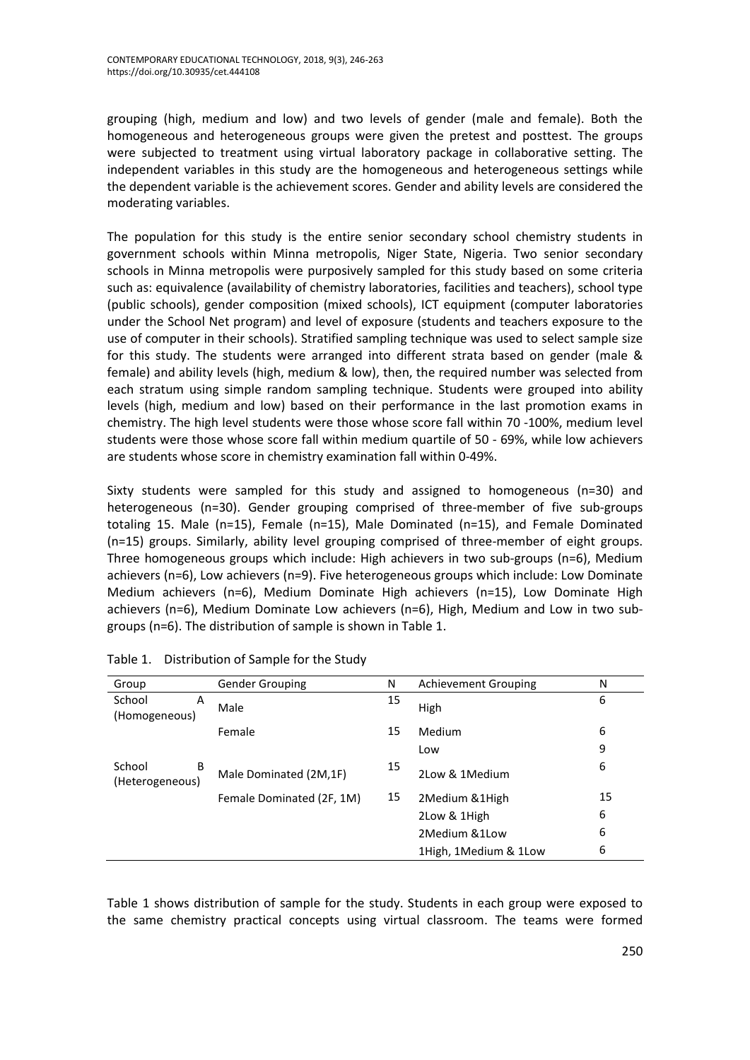grouping (high, medium and low) and two levels of gender (male and female). Both the homogeneous and heterogeneous groups were given the pretest and posttest. The groups were subjected to treatment using virtual laboratory package in collaborative setting. The independent variables in this study are the homogeneous and heterogeneous settings while the dependent variable is the achievement scores. Gender and ability levels are considered the moderating variables.

The population for this study is the entire senior secondary school chemistry students in government schools within Minna metropolis, Niger State, Nigeria. Two senior secondary schools in Minna metropolis were purposively sampled for this study based on some criteria such as: equivalence (availability of chemistry laboratories, facilities and teachers), school type (public schools), gender composition (mixed schools), ICT equipment (computer laboratories under the School Net program) and level of exposure (students and teachers exposure to the use of computer in their schools). Stratified sampling technique was used to select sample size for this study. The students were arranged into different strata based on gender (male & female) and ability levels (high, medium & low), then, the required number was selected from each stratum using simple random sampling technique. Students were grouped into ability levels (high, medium and low) based on their performance in the last promotion exams in chemistry. The high level students were those whose score fall within 70 -100%, medium level students were those whose score fall within medium quartile of 50 - 69%, while low achievers are students whose score in chemistry examination fall within 0-49%.

Sixty students were sampled for this study and assigned to homogeneous (n=30) and heterogeneous (n=30). Gender grouping comprised of three-member of five sub-groups totaling 15. Male (n=15), Female (n=15), Male Dominated (n=15), and Female Dominated (n=15) groups. Similarly, ability level grouping comprised of three-member of eight groups. Three homogeneous groups which include: High achievers in two sub-groups (n=6), Medium achievers (n=6), Low achievers (n=9). Five heterogeneous groups which include: Low Dominate Medium achievers (n=6), Medium Dominate High achievers (n=15), Low Dominate High achievers (n=6), Medium Dominate Low achievers (n=6), High, Medium and Low in two sub-groups (n=6). The distribution of sample is shown in Table 1.

Table 1. Distribution of Sample for the Study

| Group | Gender Grouping | N | Achievement Grouping | N |
|---|---|---|---|---|
| School A (Homogeneous) | Male | 15 | High | 6 |
| | Female | 15 | Medium | 6 |
| | | | Low | 9 |
| School B (Heterogeneous) | Male Dominated (2M,1F) | 15 | 2Low & 1Medium | 6 |
| | Female Dominated (2F, 1M) | 15 | 2Medium &1High | 15 |
| | | | 2Low & 1High | 6 |
| | | | 2Medium &1Low | 6 |
| | | | 1High, 1Medium & 1Low | 6 |

Table 1 shows distribution of sample for the study. Students in each group were exposed to the same chemistry practical concepts using virtual classroom. The teams were formed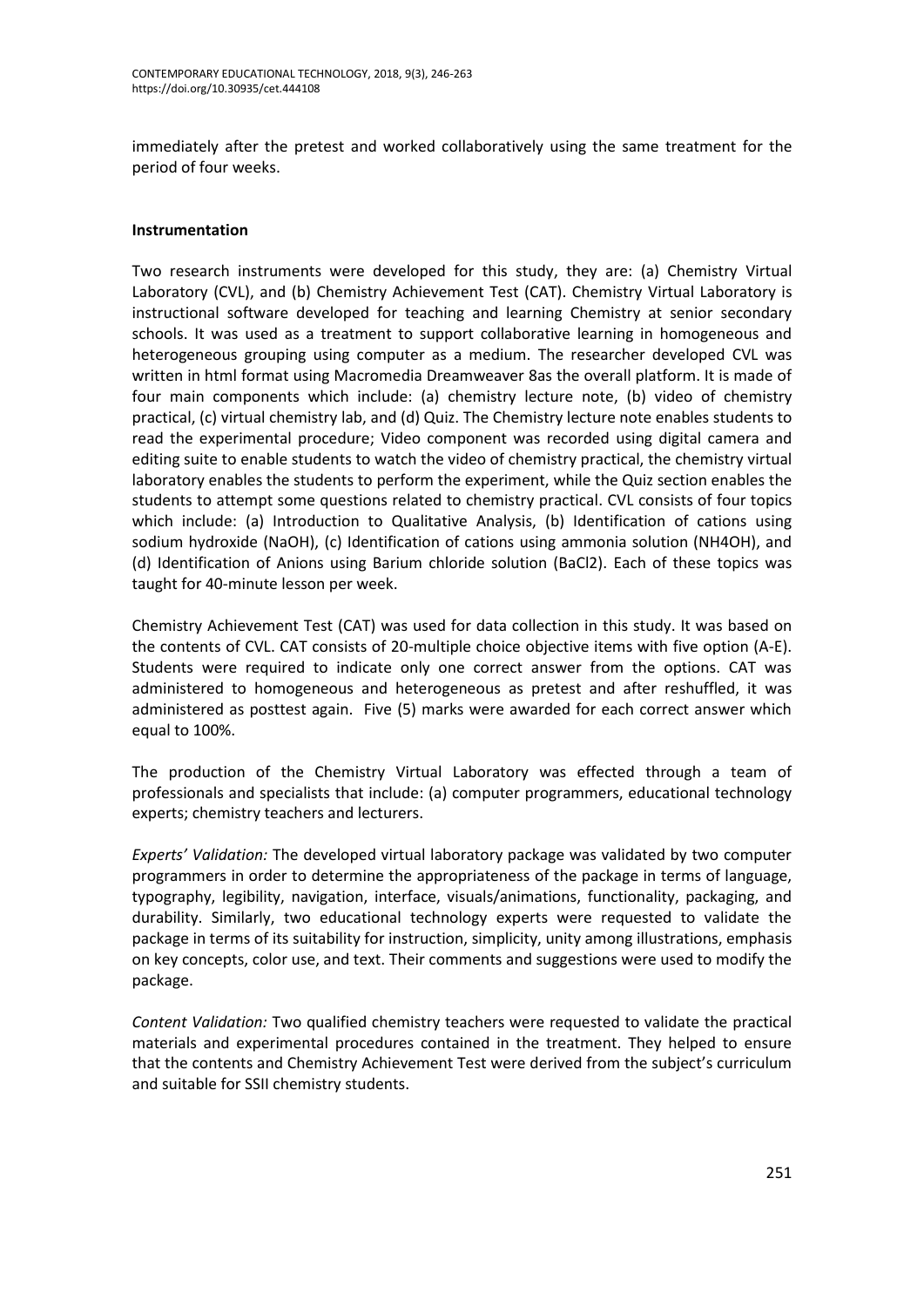immediately after the pretest and worked collaboratively using the same treatment for the period of four weeks.

**Instrumentation**

Two research instruments were developed for this study, they are: (a) Chemistry Virtual Laboratory (CVL), and (b) Chemistry Achievement Test (CAT). Chemistry Virtual Laboratory is instructional software developed for teaching and learning Chemistry at senior secondary schools. It was used as a treatment to support collaborative learning in homogeneous and heterogeneous grouping using computer as a medium. The researcher developed CVL was written in html format using Macromedia Dreamweaver 8as the overall platform. It is made of four main components which include: (a) chemistry lecture note, (b) video of chemistry practical, (c) virtual chemistry lab, and (d) Quiz. The Chemistry lecture note enables students to read the experimental procedure; Video component was recorded using digital camera and editing suite to enable students to watch the video of chemistry practical, the chemistry virtual laboratory enables the students to perform the experiment, while the Quiz section enables the students to attempt some questions related to chemistry practical. CVL consists of four topics which include: (a) Introduction to Qualitative Analysis, (b) Identification of cations using sodium hydroxide ($NaOH$), (c) Identification of cations using ammonia solution ($NH_4OH$), and (d) Identification of Anions using Barium chloride solution ($BaCl_2$). Each of these topics was taught for 40-minute lesson per week.

Chemistry Achievement Test (CAT) was used for data collection in this study. It was based on the contents of CVL. CAT consists of 20-multiple choice objective items with five option (A-E). Students were required to indicate only one correct answer from the options. CAT was administered to homogeneous and heterogeneous as pretest and after reshuffled, it was administered as posttest again. Five (5) marks were awarded for each correct answer which equal to 100%.

The production of the Chemistry Virtual Laboratory was effected through a team of professionals and specialists that include: (a) computer programmers, educational technology experts; chemistry teachers and lecturers.

*Experts' Validation:* The developed virtual laboratory package was validated by two computer programmers in order to determine the appropriateness of the package in terms of language, typography, legibility, navigation, interface, visuals/animations, functionality, packaging, and durability. Similarly, two educational technology experts were requested to validate the package in terms of its suitability for instruction, simplicity, unity among illustrations, emphasis on key concepts, color use, and text. Their comments and suggestions were used to modify the package.

*Content Validation:* Two qualified chemistry teachers were requested to validate the practical materials and experimental procedures contained in the treatment. They helped to ensure that the contents and Chemistry Achievement Test were derived from the subject's curriculum and suitable for SSII chemistry students.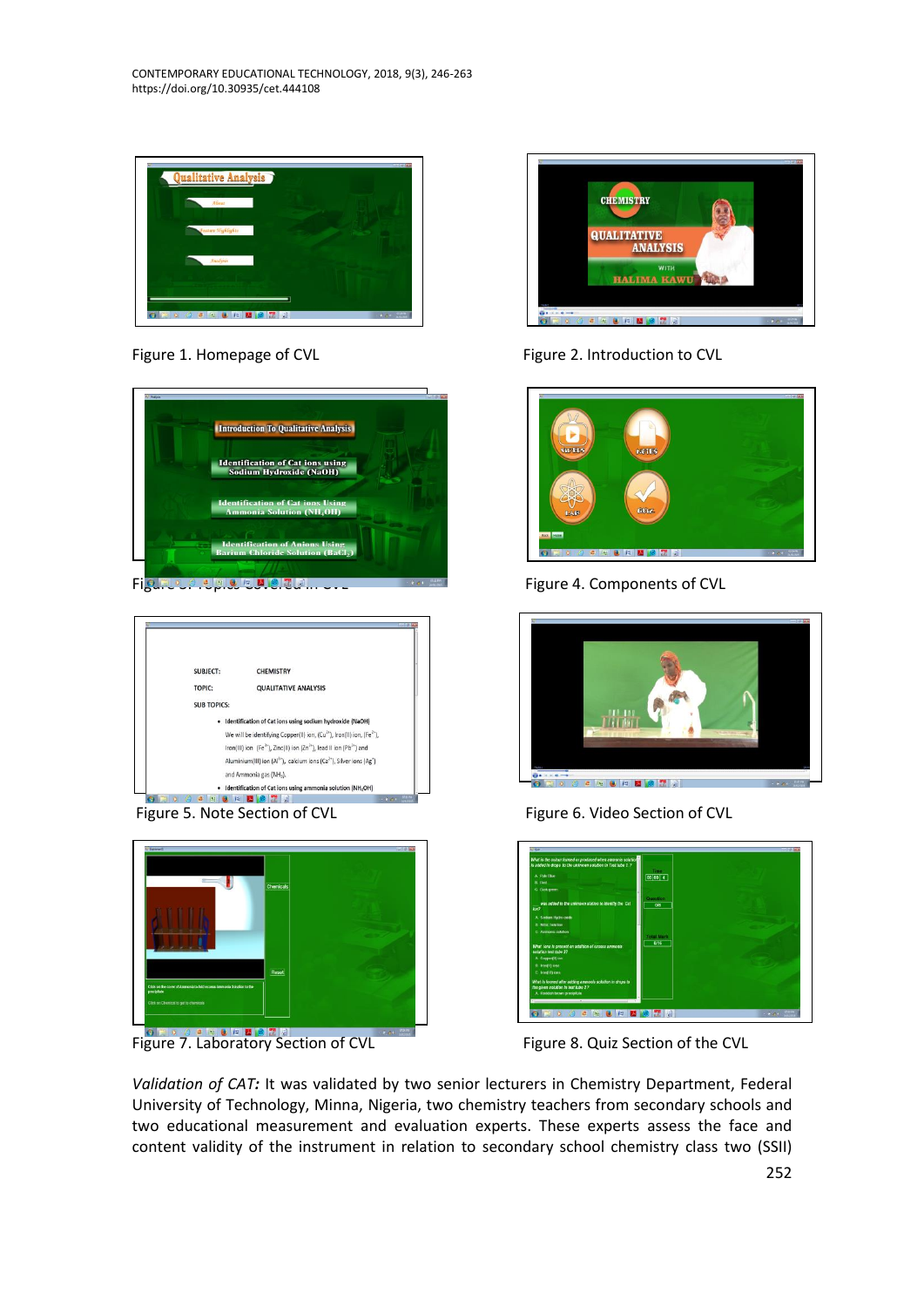Figure 1. Homepage of CVL

Figure 2. Introduction to CVL

Figure 3. Topics Covered in CVL

Figure 4. Components of CVL

Figure 5. Note Section of CVL

Figure 6. Video Section of CVL

Figure 7. Laboratory Section of CVL

Figure 8. Quiz Section of the CVL

*Validation of CAT:* It was validated by two senior lecturers in Chemistry Department, Federal University of Technology, Minna, Nigeria, two chemistry teachers from secondary schools and two educational measurement and evaluation experts. These experts assess the face and content validity of the instrument in relation to secondary school chemistry class two (SSII)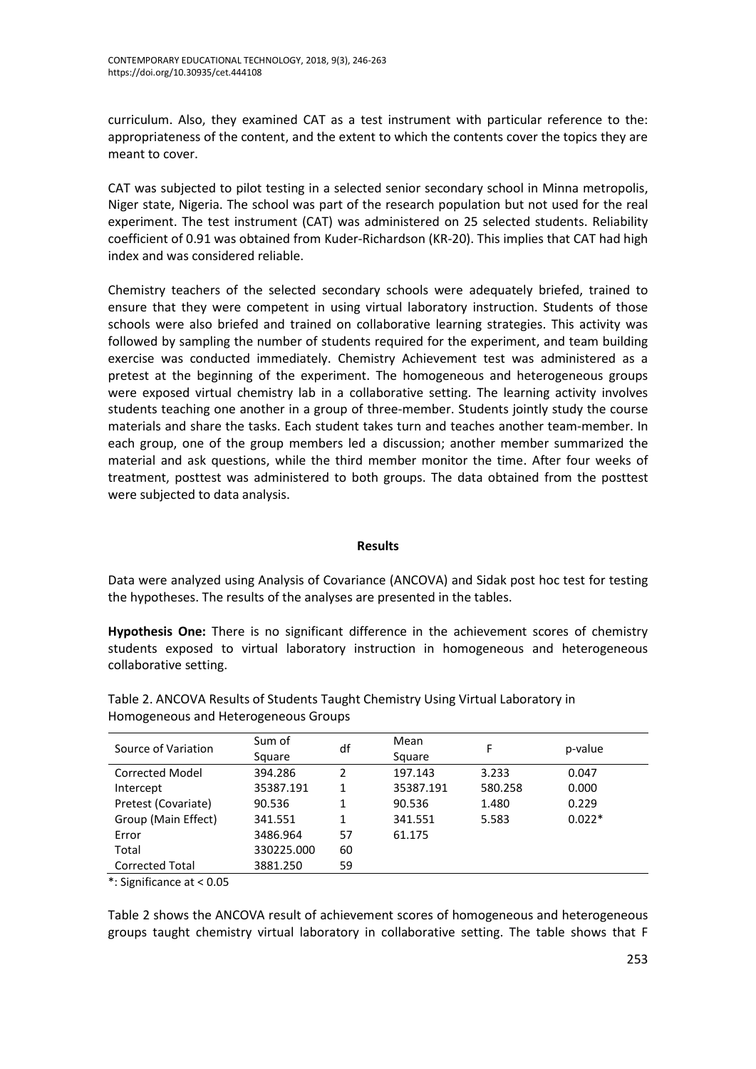curriculum. Also, they examined CAT as a test instrument with particular reference to the: appropriateness of the content, and the extent to which the contents cover the topics they are meant to cover.

CAT was subjected to pilot testing in a selected senior secondary school in Minna metropolis, Niger state, Nigeria. The school was part of the research population but not used for the real experiment. The test instrument (CAT) was administered on 25 selected students. Reliability coefficient of 0.91 was obtained from Kuder-Richardson (KR-20). This implies that CAT had high index and was considered reliable.

Chemistry teachers of the selected secondary schools were adequately briefed, trained to ensure that they were competent in using virtual laboratory instruction. Students of those schools were also briefed and trained on collaborative learning strategies. This activity was followed by sampling the number of students required for the experiment, and team building exercise was conducted immediately. Chemistry Achievement test was administered as a pretest at the beginning of the experiment. The homogeneous and heterogeneous groups were exposed virtual chemistry lab in a collaborative setting. The learning activity involves students teaching one another in a group of three-member. Students jointly study the course materials and share the tasks. Each student takes turn and teaches another team-member. In each group, one of the group members led a discussion; another member summarized the material and ask questions, while the third member monitor the time. After four weeks of treatment, posttest was administered to both groups. The data obtained from the posttest were subjected to data analysis.

## Results

Data were analyzed using Analysis of Covariance (ANCOVA) and Sidak post hoc test for testing the hypotheses. The results of the analyses are presented in the tables.

**Hypothesis One:** There is no significant difference in the achievement scores of chemistry students exposed to virtual laboratory instruction in homogeneous and heterogeneous collaborative setting.

Table 2. ANCOVA Results of Students Taught Chemistry Using Virtual Laboratory in Homogeneous and Heterogeneous Groups

| Source of Variation | Sum of Square | df | Mean Square | F | p-value |
|---|---|---|---|---|---|
| Corrected Model | 394.286 | 2 | 197.143 | 3.233 | 0.047 |
| Intercept | 35387.191 | 1 | 35387.191 | 580.258 | 0.000 |
| Pretest (Covariate) | 90.536 | 1 | 90.536 | 1.480 | 0.229 |
| Group (Main Effect) | 341.551 | 1 | 341.551 | 5.583 | 0.022* |
| Error | 3486.964 | 57 | 61.175 | | |
| Total | 330225.000 | 60 | | | |
| Corrected Total | 3881.250 | 59 | | | |

*: Significance at < 0.05

Table 2 shows the ANCOVA result of achievement scores of homogeneous and heterogeneous groups taught chemistry virtual laboratory in collaborative setting. The table shows that F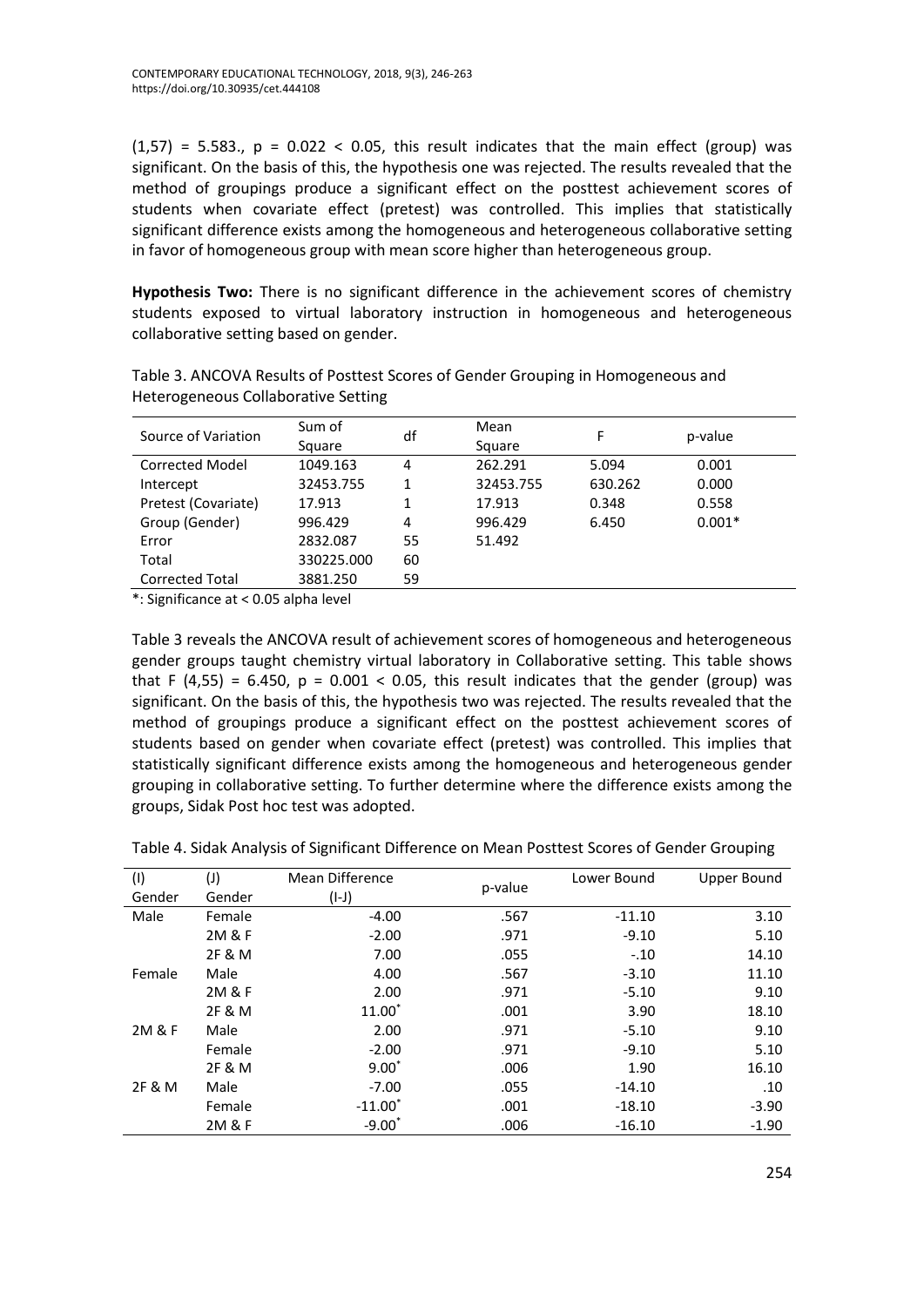$(1,57) = 5.583$., $p = 0.022 < 0.05$, this result indicates that the main effect (group) was significant. On the basis of this, the hypothesis one was rejected. The results revealed that the method of groupings produce a significant effect on the posttest achievement scores of students when covariate effect (pretest) was controlled. This implies that statistically significant difference exists among the homogeneous and heterogeneous collaborative setting in favor of homogeneous group with mean score higher than heterogeneous group.

**Hypothesis Two:** There is no significant difference in the achievement scores of chemistry students exposed to virtual laboratory instruction in homogeneous and heterogeneous collaborative setting based on gender.

Table 3. ANCOVA Results of Posttest Scores of Gender Grouping in Homogeneous and Heterogeneous Collaborative Setting

| Source of Variation | Sum of Square | df | Mean Square | F | p-value |
|---|---|---|---|---|---|
| Corrected Model | 1049.163 | 4 | 262.291 | 5.094 | 0.001 |
| Intercept | 32453.755 | 1 | 32453.755 | 630.262 | 0.000 |
| Pretest (Covariate) | 17.913 | 1 | 17.913 | 0.348 | 0.558 |
| Group (Gender) | 996.429 | 4 | 996.429 | 6.450 | 0.001* |
| Error | 2832.087 | 55 | 51.492 | | |
| Total | 330225.000 | 60 | | | |
| Corrected Total | 3881.250 | 59 | | | |

*: Significance at < 0.05 alpha level

Table 3 reveals the ANCOVA result of achievement scores of homogeneous and heterogeneous gender groups taught chemistry virtual laboratory in Collaborative setting. This table shows that $F\ (4,55) = 6.450$, $p = 0.001 < 0.05$, this result indicates that the gender (group) was significant. On the basis of this, the hypothesis two was rejected. The results revealed that the method of groupings produce a significant effect on the posttest achievement scores of students based on gender when covariate effect (pretest) was controlled. This implies that statistically significant difference exists among the homogeneous and heterogeneous gender grouping in collaborative setting. To further determine where the difference exists among the groups, Sidak Post hoc test was adopted.

Table 4. Sidak Analysis of Significant Difference on Mean Posttest Scores of Gender Grouping

| (I) Gender | (J) Gender | Mean Difference (I-J) | p-value | Lower Bound | Upper Bound |
|---|---|---|---|---|---|
| Male | Female | -4.00 | .567 | -11.10 | 3.10 |
| | 2M & F | -2.00 | .971 | -9.10 | 5.10 |
| | 2F & M | 7.00 | .055 | -.10 | 14.10 |
| Female | Male | 4.00 | .567 | -3.10 | 11.10 |
| | 2M & F | 2.00 | .971 | -5.10 | 9.10 |
| | 2F & M | 11.00* | .001 | 3.90 | 18.10 |
| 2M & F | Male | 2.00 | .971 | -5.10 | 9.10 |
| | Female | -2.00 | .971 | -9.10 | 5.10 |
| | 2F & M | 9.00* | .006 | 1.90 | 16.10 |
| 2F & M | Male | -7.00 | .055 | -14.10 | .10 |
| | Female | -11.00* | .001 | -18.10 | -3.90 |
| | 2M & F | -9.00* | .006 | -16.10 | -1.90 |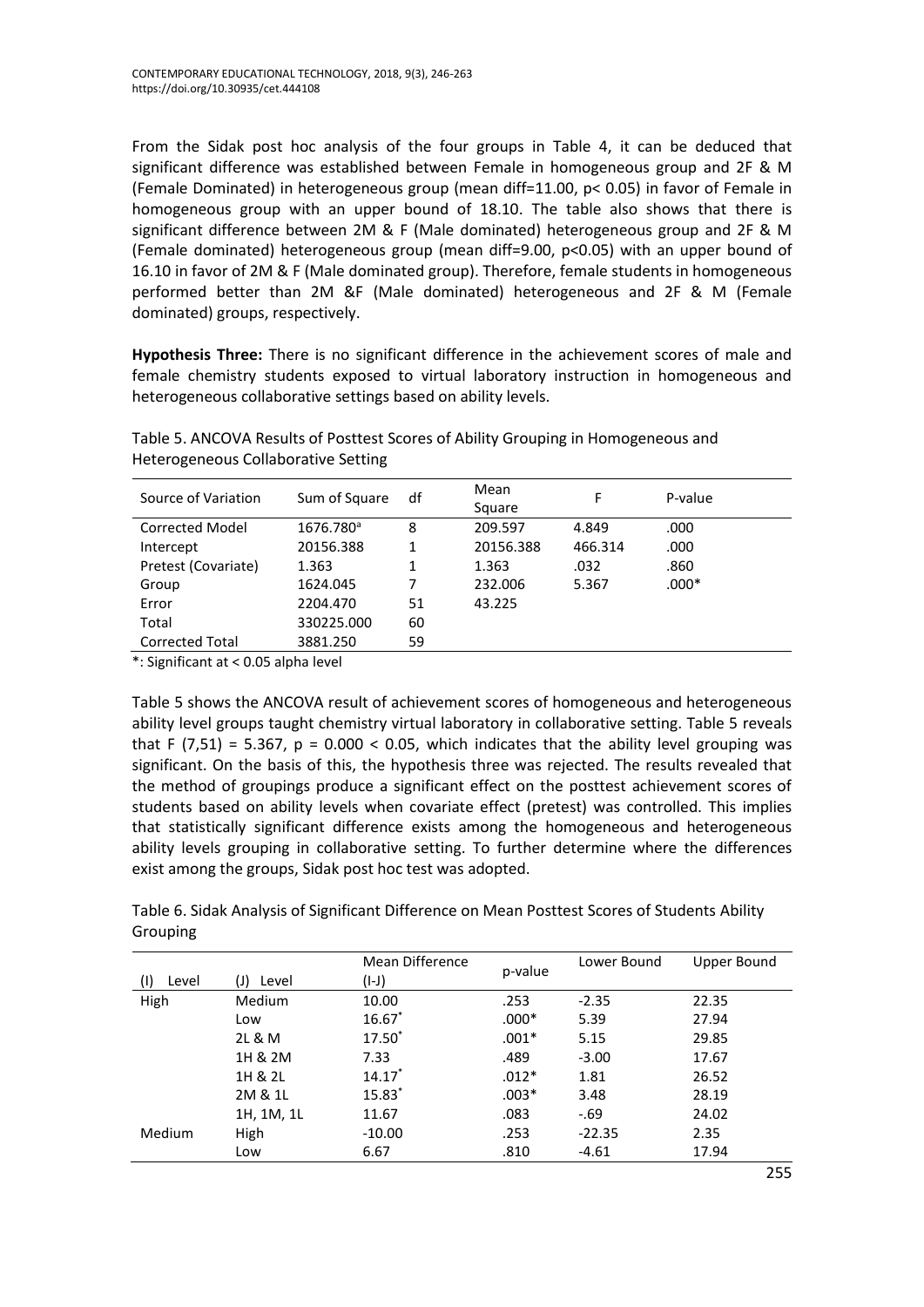From the Sidak post hoc analysis of the four groups in Table 4, it can be deduced that significant difference was established between Female in homogeneous group and 2F & M (Female Dominated) in heterogeneous group (mean diff=11.00, p< 0.05) in favor of Female in homogeneous group with an upper bound of 18.10. The table also shows that there is significant difference between 2M & F (Male dominated) heterogeneous group and 2F & M (Female dominated) heterogeneous group (mean diff=9.00, p<0.05) with an upper bound of 16.10 in favor of 2M & F (Male dominated group). Therefore, female students in homogeneous performed better than 2M &F (Male dominated) heterogeneous and 2F & M (Female dominated) groups, respectively.

**Hypothesis Three:** There is no significant difference in the achievement scores of male and female chemistry students exposed to virtual laboratory instruction in homogeneous and heterogeneous collaborative settings based on ability levels.

Table 5. ANCOVA Results of Posttest Scores of Ability Grouping in Homogeneous and Heterogeneous Collaborative Setting

| Source of Variation | Sum of Square | df | Mean Square | F | P-value |
|---|---|---|---|---|---|
| Corrected Model | 1676.780[a] | 8 | 209.597 | 4.849 | .000 |
| Intercept | 20156.388 | 1 | 20156.388 | 466.314 | .000 |
| Pretest (Covariate) | 1.363 | 1 | 1.363 | .032 | .860 |
| Group | 1624.045 | 7 | 232.006 | 5.367 | .000* |
| Error | 2204.470 | 51 | 43.225 | | |
| Total | 330225.000 | 60 | | | |
| Corrected Total | 3881.250 | 59 | | | |

*: Significant at < 0.05 alpha level

Table 5 shows the ANCOVA result of achievement scores of homogeneous and heterogeneous ability level groups taught chemistry virtual laboratory in collaborative setting. Table 5 reveals that F (7,51) = 5.367, p = 0.000 < 0.05, which indicates that the ability level grouping was significant. On the basis of this, the hypothesis three was rejected. The results revealed that the method of groupings produce a significant effect on the posttest achievement scores of students based on ability levels when covariate effect (pretest) was controlled. This implies that statistically significant difference exists among the homogeneous and heterogeneous ability levels grouping in collaborative setting. To further determine where the differences exist among the groups, Sidak post hoc test was adopted.

Table 6. Sidak Analysis of Significant Difference on Mean Posttest Scores of Students Ability Grouping

| (I) Level | (J) Level | Mean Difference (I-J) | p-value | Lower Bound | Upper Bound |
|---|---|---|---|---|---|
| High | Medium | 10.00 | .253 | -2.35 | 22.35 |
| | Low | 16.67* | .000* | 5.39 | 27.94 |
| | 2L & M | 17.50* | .001* | 5.15 | 29.85 |
| | 1H & 2M | 7.33 | .489 | -3.00 | 17.67 |
| | 1H & 2L | 14.17* | .012* | 1.81 | 26.52 |
| | 2M & 1L | 15.83* | .003* | 3.48 | 28.19 |
| | 1H, 1M, 1L | 11.67 | .083 | -.69 | 24.02 |
| Medium | High | -10.00 | .253 | -22.35 | 2.35 |
| | Low | 6.67 | .810 | -4.61 | 17.94 |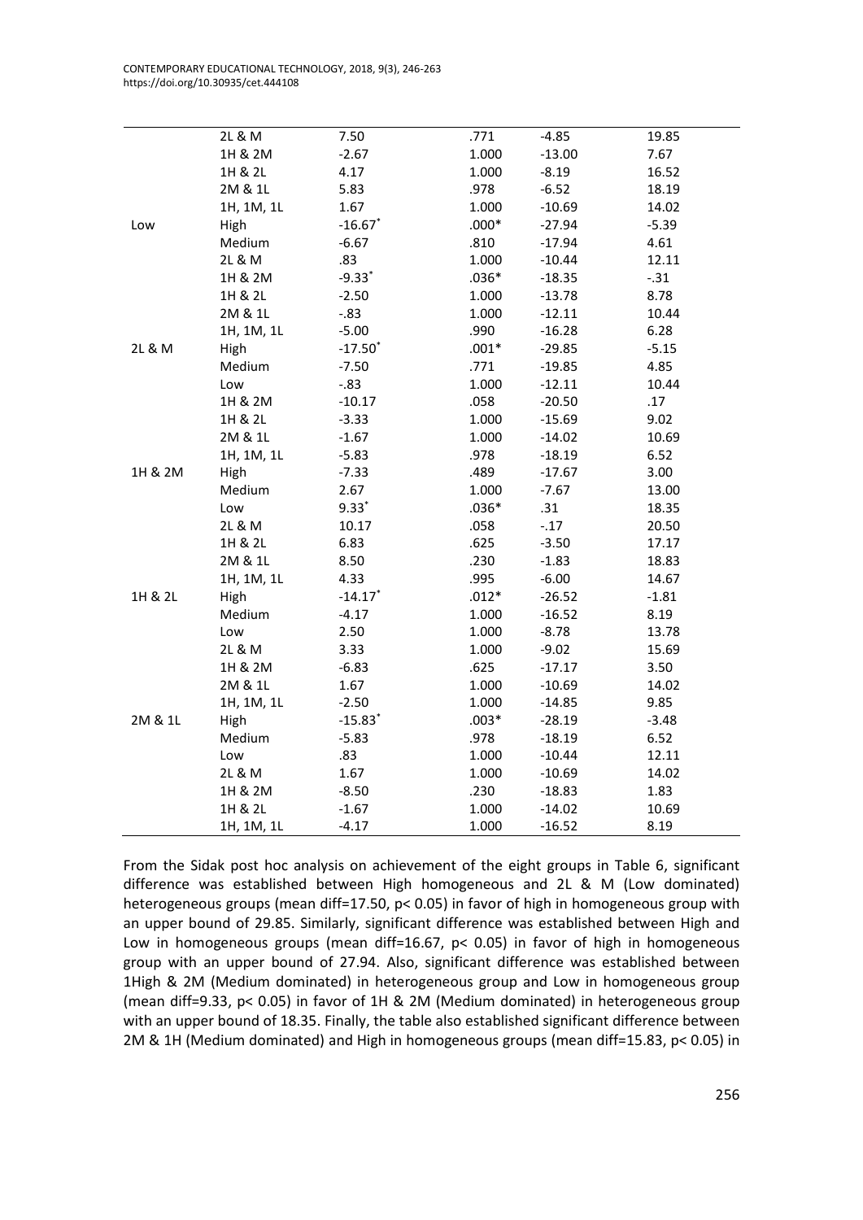|  |  |  |  |  |  |
|---|---|---|---|---|---|
|  | 2L & M | 7.50 | .771 | -4.85 | 19.85 |
|  | 1H & 2M | -2.67 | 1.000 | -13.00 | 7.67 |
|  | 1H & 2L | 4.17 | 1.000 | -8.19 | 16.52 |
|  | 2M & 1L | 5.83 | .978 | -6.52 | 18.19 |
|  | 1H, 1M, 1L | 1.67 | 1.000 | -10.69 | 14.02 |
| Low | High | -16.67* | .000* | -27.94 | -5.39 |
|  | Medium | -6.67 | .810 | -17.94 | 4.61 |
|  | 2L & M | .83 | 1.000 | -10.44 | 12.11 |
|  | 1H & 2M | -9.33* | .036* | -18.35 | -.31 |
|  | 1H & 2L | -2.50 | 1.000 | -13.78 | 8.78 |
|  | 2M & 1L | -.83 | 1.000 | -12.11 | 10.44 |
|  | 1H, 1M, 1L | -5.00 | .990 | -16.28 | 6.28 |
| 2L & M | High | -17.50* | .001* | -29.85 | -5.15 |
|  | Medium | -7.50 | .771 | -19.85 | 4.85 |
|  | Low | -.83 | 1.000 | -12.11 | 10.44 |
|  | 1H & 2M | -10.17 | .058 | -20.50 | .17 |
|  | 1H & 2L | -3.33 | 1.000 | -15.69 | 9.02 |
|  | 2M & 1L | -1.67 | 1.000 | -14.02 | 10.69 |
|  | 1H, 1M, 1L | -5.83 | .978 | -18.19 | 6.52 |
| 1H & 2M | High | -7.33 | .489 | -17.67 | 3.00 |
|  | Medium | 2.67 | 1.000 | -7.67 | 13.00 |
|  | Low | 9.33* | .036* | .31 | 18.35 |
|  | 2L & M | 10.17 | .058 | -.17 | 20.50 |
|  | 1H & 2L | 6.83 | .625 | -3.50 | 17.17 |
|  | 2M & 1L | 8.50 | .230 | -1.83 | 18.83 |
|  | 1H, 1M, 1L | 4.33 | .995 | -6.00 | 14.67 |
| 1H & 2L | High | -14.17* | .012* | -26.52 | -1.81 |
|  | Medium | -4.17 | 1.000 | -16.52 | 8.19 |
|  | Low | 2.50 | 1.000 | -8.78 | 13.78 |
|  | 2L & M | 3.33 | 1.000 | -9.02 | 15.69 |
|  | 1H & 2M | -6.83 | .625 | -17.17 | 3.50 |
|  | 2M & 1L | 1.67 | 1.000 | -10.69 | 14.02 |
|  | 1H, 1M, 1L | -2.50 | 1.000 | -14.85 | 9.85 |
| 2M & 1L | High | -15.83* | .003* | -28.19 | -3.48 |
|  | Medium | -5.83 | .978 | -18.19 | 6.52 |
|  | Low | .83 | 1.000 | -10.44 | 12.11 |
|  | 2L & M | 1.67 | 1.000 | -10.69 | 14.02 |
|  | 1H & 2M | -8.50 | .230 | -18.83 | 1.83 |
|  | 1H & 2L | -1.67 | 1.000 | -14.02 | 10.69 |
|  | 1H, 1M, 1L | -4.17 | 1.000 | -16.52 | 8.19 |

From the Sidak post hoc analysis on achievement of the eight groups in Table 6, significant difference was established between High homogeneous and 2L & M (Low dominated) heterogeneous groups (mean diff=17.50, $p < 0.05$) in favor of high in homogeneous group with an upper bound of 29.85. Similarly, significant difference was established between High and Low in homogeneous groups (mean diff=16.67, $p < 0.05$) in favor of high in homogeneous group with an upper bound of 27.94. Also, significant difference was established between 1High & 2M (Medium dominated) in heterogeneous group and Low in homogeneous group (mean diff=9.33, $p < 0.05$) in favor of 1H & 2M (Medium dominated) in heterogeneous group with an upper bound of 18.35. Finally, the table also established significant difference between 2M & 1H (Medium dominated) and High in homogeneous groups (mean diff=15.83, $p < 0.05$) in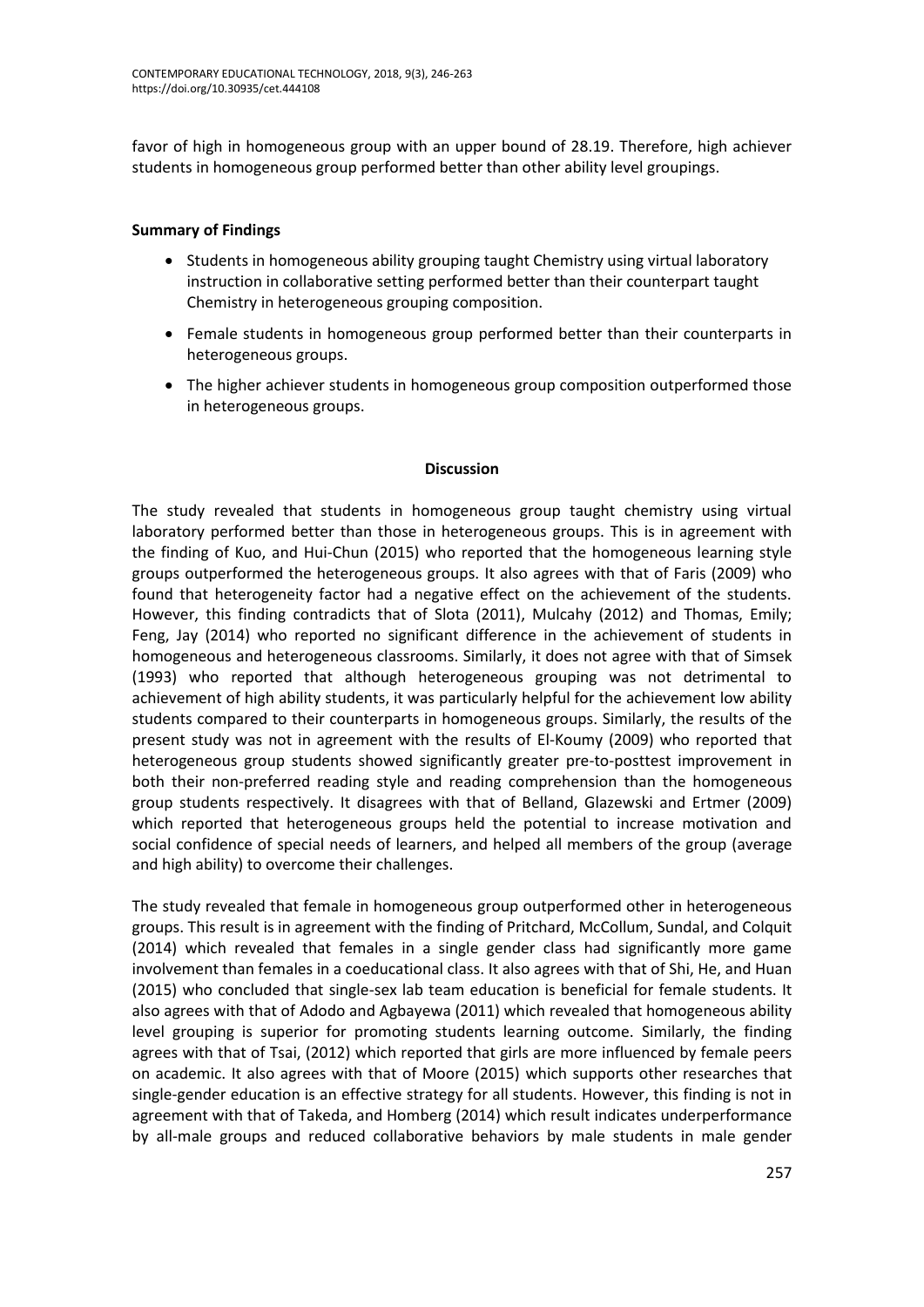favor of high in homogeneous group with an upper bound of 28.19. Therefore, high achiever students in homogeneous group performed better than other ability level groupings.

**Summary of Findings**

- Students in homogeneous ability grouping taught Chemistry using virtual laboratory instruction in collaborative setting performed better than their counterpart taught Chemistry in heterogeneous grouping composition.
- Female students in homogeneous group performed better than their counterparts in heterogeneous groups.
- The higher achiever students in homogeneous group composition outperformed those in heterogeneous groups.

## Discussion

The study revealed that students in homogeneous group taught chemistry using virtual laboratory performed better than those in heterogeneous groups. This is in agreement with the finding of Kuo, and Hui-Chun (2015) who reported that the homogeneous learning style groups outperformed the heterogeneous groups. It also agrees with that of Faris (2009) who found that heterogeneity factor had a negative effect on the achievement of the students. However, this finding contradicts that of Slota (2011), Mulcahy (2012) and Thomas, Emily; Feng, Jay (2014) who reported no significant difference in the achievement of students in homogeneous and heterogeneous classrooms. Similarly, it does not agree with that of Simsek (1993) who reported that although heterogeneous grouping was not detrimental to achievement of high ability students, it was particularly helpful for the achievement low ability students compared to their counterparts in homogeneous groups. Similarly, the results of the present study was not in agreement with the results of El-Koumy (2009) who reported that heterogeneous group students showed significantly greater pre-to-posttest improvement in both their non-preferred reading style and reading comprehension than the homogeneous group students respectively. It disagrees with that of Belland, Glazewski and Ertmer (2009) which reported that heterogeneous groups held the potential to increase motivation and social confidence of special needs of learners, and helped all members of the group (average and high ability) to overcome their challenges.

The study revealed that female in homogeneous group outperformed other in heterogeneous groups. This result is in agreement with the finding of Pritchard, McCollum, Sundal, and Colquit (2014) which revealed that females in a single gender class had significantly more game involvement than females in a coeducational class. It also agrees with that of Shi, He, and Huan (2015) who concluded that single-sex lab team education is beneficial for female students. It also agrees with that of Adodo and Agbayewa (2011) which revealed that homogeneous ability level grouping is superior for promoting students learning outcome. Similarly, the finding agrees with that of Tsai, (2012) which reported that girls are more influenced by female peers on academic. It also agrees with that of Moore (2015) which supports other researches that single-gender education is an effective strategy for all students. However, this finding is not in agreement with that of Takeda, and Homberg (2014) which result indicates underperformance by all-male groups and reduced collaborative behaviors by male students in male gender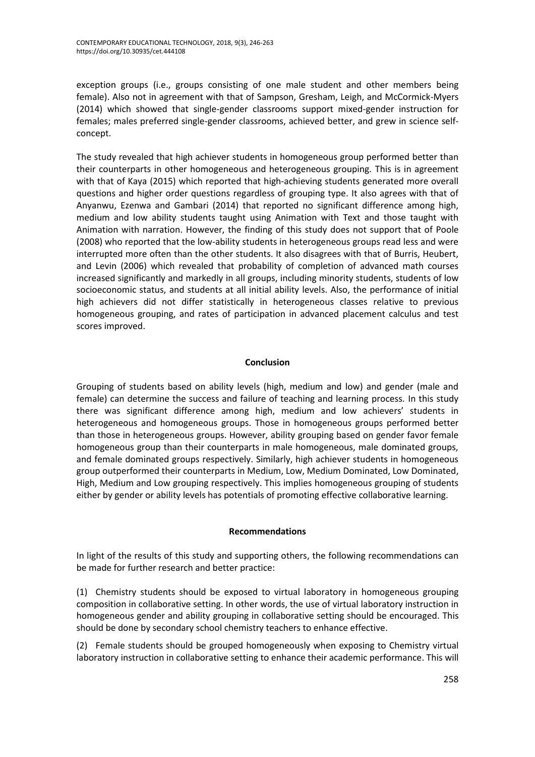exception groups (i.e., groups consisting of one male student and other members being female). Also not in agreement with that of Sampson, Gresham, Leigh, and McCormick-Myers (2014) which showed that single-gender classrooms support mixed-gender instruction for females; males preferred single-gender classrooms, achieved better, and grew in science self-concept.

The study revealed that high achiever students in homogeneous group performed better than their counterparts in other homogeneous and heterogeneous grouping. This is in agreement with that of Kaya (2015) which reported that high-achieving students generated more overall questions and higher order questions regardless of grouping type. It also agrees with that of Anyanwu, Ezenwa and Gambari (2014) that reported no significant difference among high, medium and low ability students taught using Animation with Text and those taught with Animation with narration. However, the finding of this study does not support that of Poole (2008) who reported that the low-ability students in heterogeneous groups read less and were interrupted more often than the other students. It also disagrees with that of Burris, Heubert, and Levin (2006) which revealed that probability of completion of advanced math courses increased significantly and markedly in all groups, including minority students, students of low socioeconomic status, and students at all initial ability levels. Also, the performance of initial high achievers did not differ statistically in heterogeneous classes relative to previous homogeneous grouping, and rates of participation in advanced placement calculus and test scores improved.

## Conclusion

Grouping of students based on ability levels (high, medium and low) and gender (male and female) can determine the success and failure of teaching and learning process. In this study there was significant difference among high, medium and low achievers' students in heterogeneous and homogeneous groups. Those in homogeneous groups performed better than those in heterogeneous groups. However, ability grouping based on gender favor female homogeneous group than their counterparts in male homogeneous, male dominated groups, and female dominated groups respectively. Similarly, high achiever students in homogeneous group outperformed their counterparts in Medium, Low, Medium Dominated, Low Dominated, High, Medium and Low grouping respectively. This implies homogeneous grouping of students either by gender or ability levels has potentials of promoting effective collaborative learning.

## Recommendations

In light of the results of this study and supporting others, the following recommendations can be made for further research and better practice:

(1) Chemistry students should be exposed to virtual laboratory in homogeneous grouping composition in collaborative setting. In other words, the use of virtual laboratory instruction in homogeneous gender and ability grouping in collaborative setting should be encouraged. This should be done by secondary school chemistry teachers to enhance effective.

(2) Female students should be grouped homogeneously when exposing to Chemistry virtual laboratory instruction in collaborative setting to enhance their academic performance. This will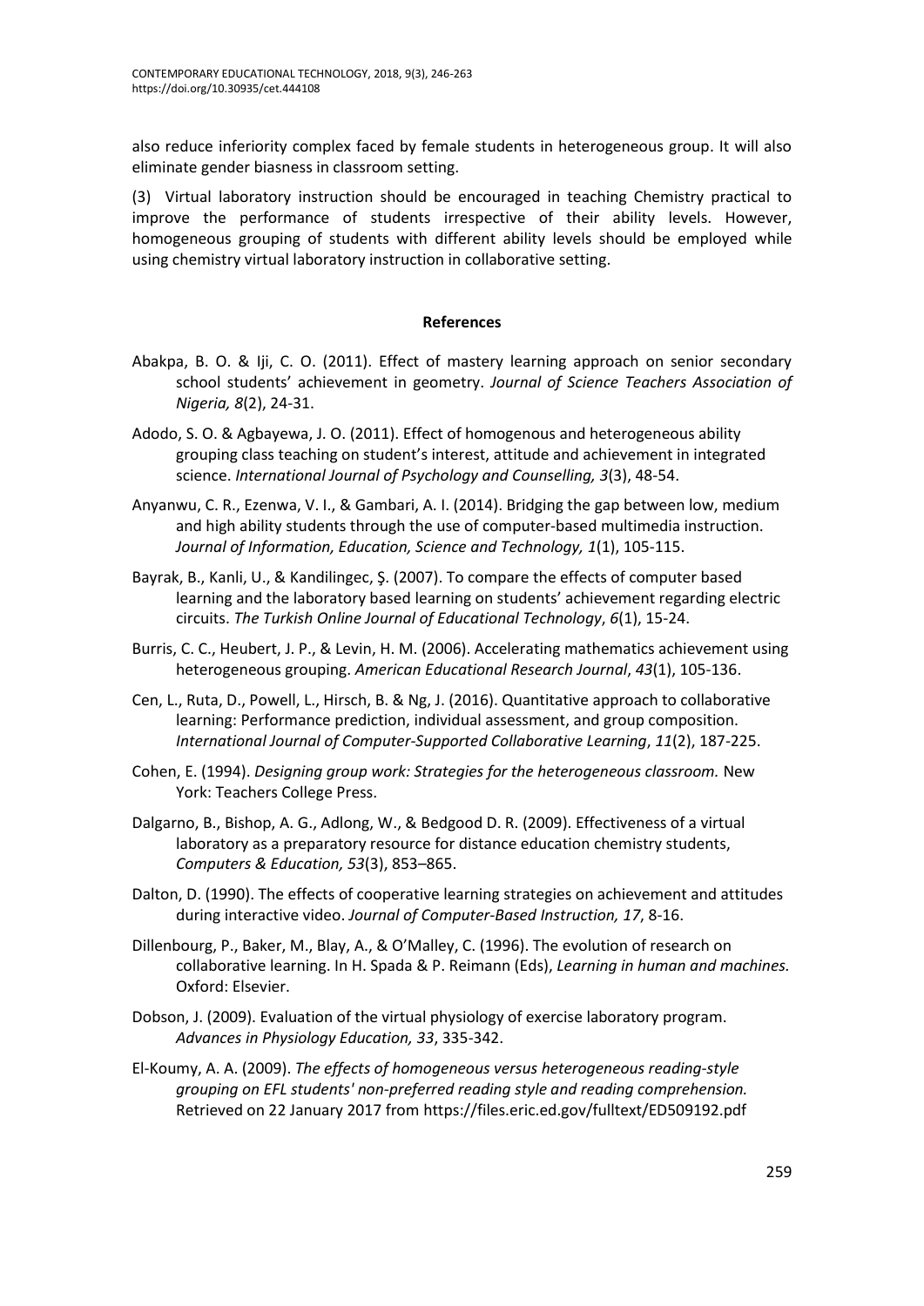also reduce inferiority complex faced by female students in heterogeneous group. It will also eliminate gender biasness in classroom setting.

(3) Virtual laboratory instruction should be encouraged in teaching Chemistry practical to improve the performance of students irrespective of their ability levels. However, homogeneous grouping of students with different ability levels should be employed while using chemistry virtual laboratory instruction in collaborative setting.

## References

Abakpa, B. O. & Iji, C. O. (2011). Effect of mastery learning approach on senior secondary school students' achievement in geometry. *Journal of Science Teachers Association of Nigeria, 8*(2), 24-31.

Adodo, S. O. & Agbayewa, J. O. (2011). Effect of homogenous and heterogeneous ability grouping class teaching on student's interest, attitude and achievement in integrated science. *International Journal of Psychology and Counselling, 3*(3), 48-54.

Anyanwu, C. R., Ezenwa, V. I., & Gambari, A. I. (2014). Bridging the gap between low, medium and high ability students through the use of computer-based multimedia instruction. *Journal of Information, Education, Science and Technology, 1*(1), 105-115.

Bayrak, B., Kanli, U., & Kandilingec, Ş. (2007). To compare the effects of computer based learning and the laboratory based learning on students' achievement regarding electric circuits. *The Turkish Online Journal of Educational Technology*, *6*(1), 15-24.

Burris, C. C., Heubert, J. P., & Levin, H. M. (2006). Accelerating mathematics achievement using heterogeneous grouping. *American Educational Research Journal*, *43*(1), 105-136.

Cen, L., Ruta, D., Powell, L., Hirsch, B. & Ng, J. (2016). Quantitative approach to collaborative learning: Performance prediction, individual assessment, and group composition. *International Journal of Computer-Supported Collaborative Learning*, *11*(2), 187-225.

Cohen, E. (1994). *Designing group work: Strategies for the heterogeneous classroom.* New York: Teachers College Press.

Dalgarno, B., Bishop, A. G., Adlong, W., & Bedgood D. R. (2009). Effectiveness of a virtual laboratory as a preparatory resource for distance education chemistry students, *Computers & Education, 53*(3), 853–865.

Dalton, D. (1990). The effects of cooperative learning strategies on achievement and attitudes during interactive video. *Journal of Computer-Based Instruction, 17*, 8-16.

Dillenbourg, P., Baker, M., Blay, A., & O'Malley, C. (1996). The evolution of research on collaborative learning. In H. Spada & P. Reimann (Eds), *Learning in human and machines.* Oxford: Elsevier.

Dobson, J. (2009). Evaluation of the virtual physiology of exercise laboratory program. *Advances in Physiology Education, 33*, 335-342.

El-Koumy, A. A. (2009). *The effects of homogeneous versus heterogeneous reading-style grouping on EFL students' non-preferred reading style and reading comprehension.* Retrieved on 22 January 2017 from https://files.eric.ed.gov/fulltext/ED509192.pdf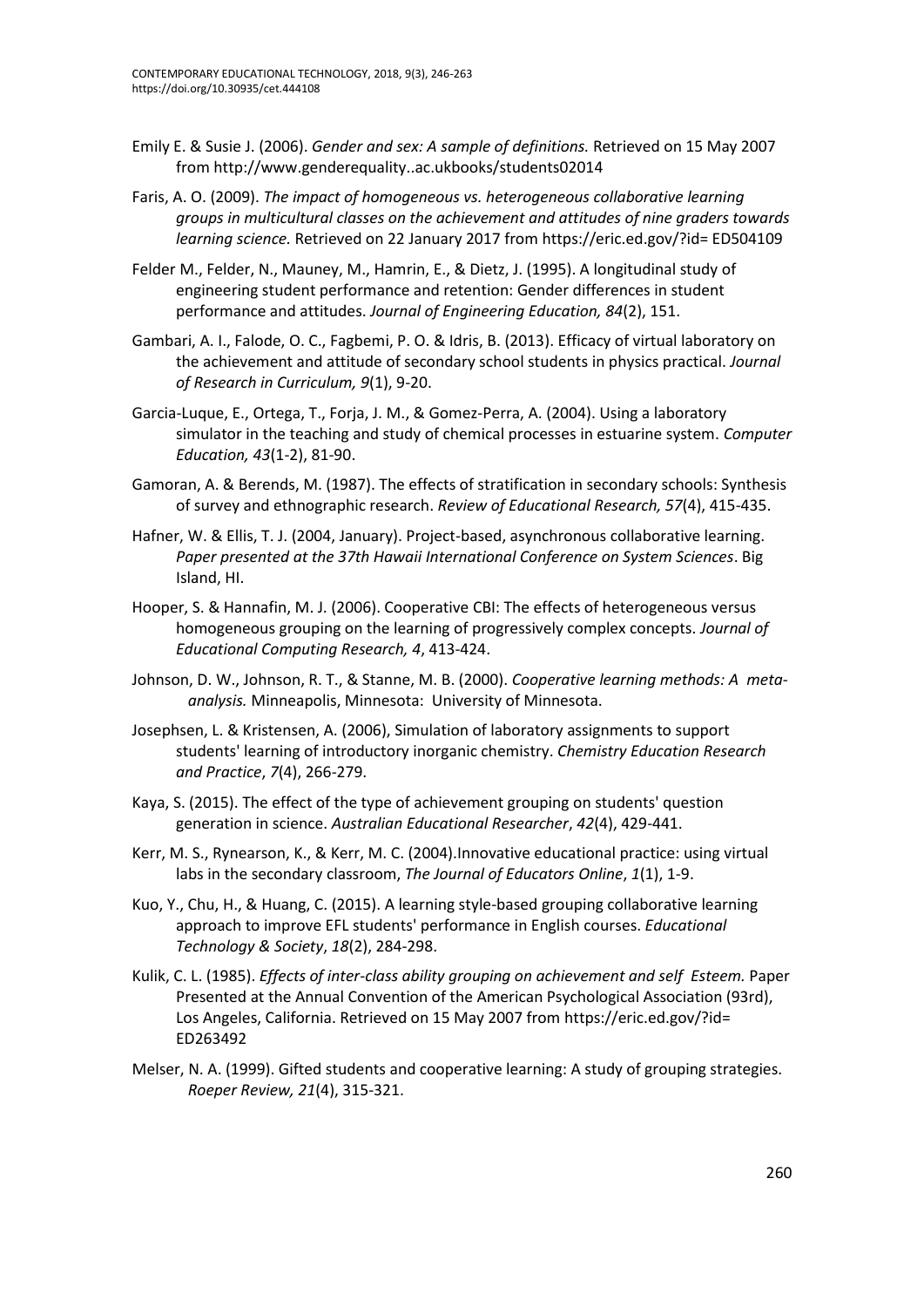Emily E. & Susie J. (2006). *Gender and sex: A sample of definitions.* Retrieved on 15 May 2007 from http://www.genderequality..ac.ukbooks/students02014

Faris, A. O. (2009). *The impact of homogeneous vs. heterogeneous collaborative learning groups in multicultural classes on the achievement and attitudes of nine graders towards learning science.* Retrieved on 22 January 2017 from https://eric.ed.gov/?id= ED504109

Felder M., Felder, N., Mauney, M., Hamrin, E., & Dietz, J. (1995). A longitudinal study of engineering student performance and retention: Gender differences in student performance and attitudes. *Journal of Engineering Education, 84*(2), 151.

Gambari, A. I., Falode, O. C., Fagbemi, P. O. & Idris, B. (2013). Efficacy of virtual laboratory on the achievement and attitude of secondary school students in physics practical. *Journal of Research in Curriculum, 9*(1), 9-20.

Garcia-Luque, E., Ortega, T., Forja, J. M., & Gomez-Perra, A. (2004). Using a laboratory simulator in the teaching and study of chemical processes in estuarine system. *Computer Education, 43*(1-2), 81-90.

Gamoran, A. & Berends, M. (1987). The effects of stratification in secondary schools: Synthesis of survey and ethnographic research. *Review of Educational Research, 57*(4), 415-435.

Hafner, W. & Ellis, T. J. (2004, January). Project-based, asynchronous collaborative learning. *Paper presented at the 37th Hawaii International Conference on System Sciences*. Big Island, HI.

Hooper, S. & Hannafin, M. J. (2006). Cooperative CBI: The effects of heterogeneous versus homogeneous grouping on the learning of progressively complex concepts. *Journal of Educational Computing Research, 4*, 413-424.

Johnson, D. W., Johnson, R. T., & Stanne, M. B. (2000). *Cooperative learning methods: A meta-analysis.* Minneapolis, Minnesota: University of Minnesota.

Josephsen, L. & Kristensen, A. (2006), Simulation of laboratory assignments to support students' learning of introductory inorganic chemistry. *Chemistry Education Research and Practice*, *7*(4), 266-279.

Kaya, S. (2015). The effect of the type of achievement grouping on students' question generation in science. *Australian Educational Researcher*, *42*(4), 429-441.

Kerr, M. S., Rynearson, K., & Kerr, M. C. (2004).Innovative educational practice: using virtual labs in the secondary classroom, *The Journal of Educators Online*, *1*(1), 1-9.

Kuo, Y., Chu, H., & Huang, C. (2015). A learning style-based grouping collaborative learning approach to improve EFL students' performance in English courses. *Educational Technology & Society*, *18*(2), 284-298.

Kulik, C. L. (1985). *Effects of inter-class ability grouping on achievement and self Esteem.* Paper Presented at the Annual Convention of the American Psychological Association (93rd), Los Angeles, California. Retrieved on 15 May 2007 from https://eric.ed.gov/?id= ED263492

Melser, N. A. (1999). Gifted students and cooperative learning: A study of grouping strategies. *Roeper Review, 21*(4), 315-321.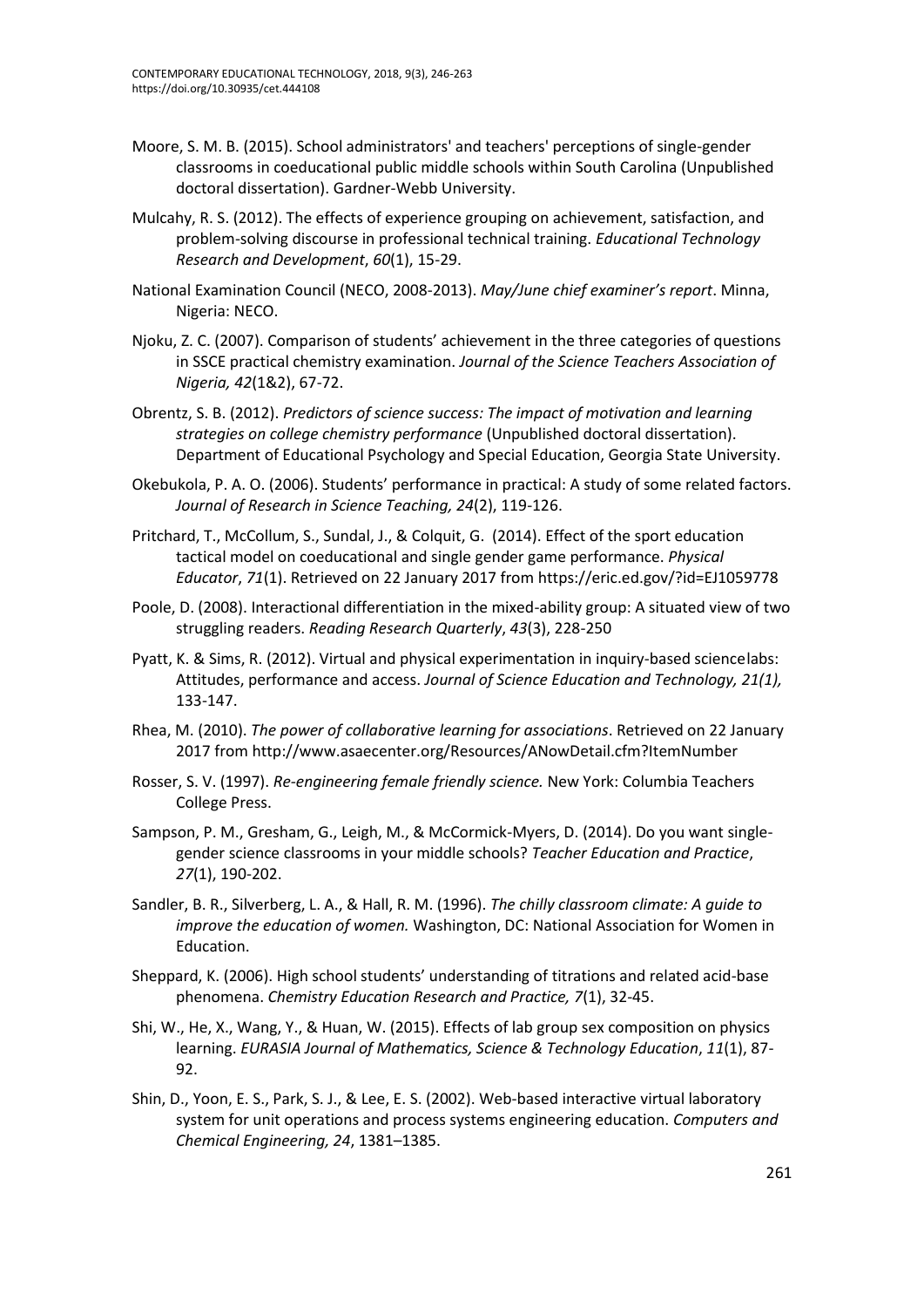Moore, S. M. B. (2015). School administrators' and teachers' perceptions of single-gender classrooms in coeducational public middle schools within South Carolina (Unpublished doctoral dissertation). Gardner-Webb University.

Mulcahy, R. S. (2012). The effects of experience grouping on achievement, satisfaction, and problem-solving discourse in professional technical training. *Educational Technology Research and Development*, *60*(1), 15-29.

National Examination Council (NECO, 2008-2013). *May/June chief examiner's report*. Minna, Nigeria: NECO.

Njoku, Z. C. (2007). Comparison of students' achievement in the three categories of questions in SSCE practical chemistry examination. *Journal of the Science Teachers Association of Nigeria, 42*(1&2), 67-72.

Obrentz, S. B. (2012). *Predictors of science success: The impact of motivation and learning strategies on college chemistry performance* (Unpublished doctoral dissertation). Department of Educational Psychology and Special Education, Georgia State University.

Okebukola, P. A. O. (2006). Students' performance in practical: A study of some related factors. *Journal of Research in Science Teaching, 24*(2), 119-126.

Pritchard, T., McCollum, S., Sundal, J., & Colquit, G. (2014). Effect of the sport education tactical model on coeducational and single gender game performance. *Physical Educator*, *71*(1). Retrieved on 22 January 2017 from https://eric.ed.gov/?id=EJ1059778

Poole, D. (2008). Interactional differentiation in the mixed-ability group: A situated view of two struggling readers. *Reading Research Quarterly*, *43*(3), 228-250

Pyatt, K. & Sims, R. (2012). Virtual and physical experimentation in inquiry-based sciencelabs: Attitudes, performance and access. *Journal of Science Education and Technology, 21(1),* 133-147.

Rhea, M. (2010). *The power of collaborative learning for associations*. Retrieved on 22 January 2017 from http://www.asaecenter.org/Resources/ANowDetail.cfm?ItemNumber

Rosser, S. V. (1997). *Re-engineering female friendly science.* New York: Columbia Teachers College Press.

Sampson, P. M., Gresham, G., Leigh, M., & McCormick-Myers, D. (2014). Do you want single-gender science classrooms in your middle schools? *Teacher Education and Practice*, *27*(1), 190-202.

Sandler, B. R., Silverberg, L. A., & Hall, R. M. (1996). *The chilly classroom climate: A guide to improve the education of women.* Washington, DC: National Association for Women in Education.

Sheppard, K. (2006). High school students' understanding of titrations and related acid-base phenomena. *Chemistry Education Research and Practice, 7*(1), 32-45.

Shi, W., He, X., Wang, Y., & Huan, W. (2015). Effects of lab group sex composition on physics learning. *EURASIA Journal of Mathematics, Science & Technology Education*, *11*(1), 87-92.

Shin, D., Yoon, E. S., Park, S. J., & Lee, E. S. (2002). Web-based interactive virtual laboratory system for unit operations and process systems engineering education. *Computers and Chemical Engineering, 24*, 1381–1385.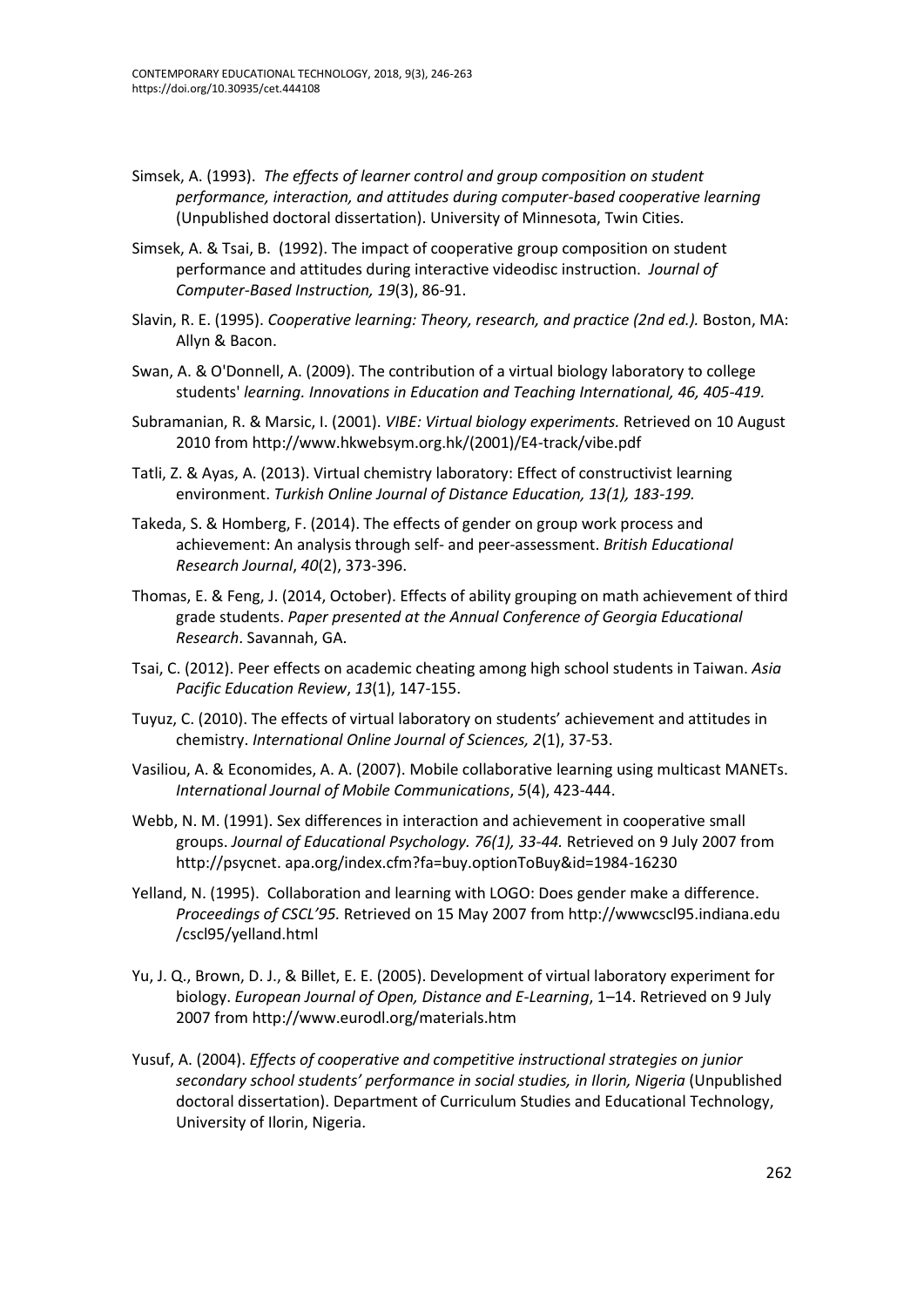Simsek, A. (1993). *The effects of learner control and group composition on student performance, interaction, and attitudes during computer-based cooperative learning* (Unpublished doctoral dissertation). University of Minnesota, Twin Cities.

Simsek, A. & Tsai, B. (1992). The impact of cooperative group composition on student performance and attitudes during interactive videodisc instruction. *Journal of Computer-Based Instruction, 19*(3), 86-91.

Slavin, R. E. (1995). *Cooperative learning: Theory, research, and practice (2nd ed.).* Boston, MA: Allyn & Bacon.

Swan, A. & O'Donnell, A. (2009). The contribution of a virtual biology laboratory to college students' *learning. Innovations in Education and Teaching International, 46, 405-419.*

Subramanian, R. & Marsic, I. (2001). *VIBE: Virtual biology experiments.* Retrieved on 10 August 2010 from http://www.hkwebsym.org.hk/(2001)/E4-track/vibe.pdf

Tatli, Z. & Ayas, A. (2013). Virtual chemistry laboratory: Effect of constructivist learning environment. *Turkish Online Journal of Distance Education, 13(1), 183-199.*

Takeda, S. & Homberg, F. (2014). The effects of gender on group work process and achievement: An analysis through self- and peer-assessment. *British Educational Research Journal*, *40*(2), 373-396.

Thomas, E. & Feng, J. (2014, October). Effects of ability grouping on math achievement of third grade students. *Paper presented at the Annual Conference of Georgia Educational Research*. Savannah, GA.

Tsai, C. (2012). Peer effects on academic cheating among high school students in Taiwan. *Asia Pacific Education Review*, *13*(1), 147-155.

Tuyuz, C. (2010). The effects of virtual laboratory on students' achievement and attitudes in chemistry. *International Online Journal of Sciences, 2*(1), 37-53.

Vasiliou, A. & Economides, A. A. (2007). Mobile collaborative learning using multicast MANETs. *International Journal of Mobile Communications*, *5*(4), 423-444.

Webb, N. M. (1991). Sex differences in interaction and achievement in cooperative small groups. *Journal of Educational Psychology. 76(1), 33-44.* Retrieved on 9 July 2007 from http://psycnet. apa.org/index.cfm?fa=buy.optionToBuy&id=1984-16230

Yelland, N. (1995). Collaboration and learning with LOGO: Does gender make a difference. *Proceedings of CSCL'95.* Retrieved on 15 May 2007 from http://wwwcscl95.indiana.edu /cscl95/yelland.html

Yu, J. Q., Brown, D. J., & Billet, E. E. (2005). Development of virtual laboratory experiment for biology. *European Journal of Open, Distance and E-Learning*, 1–14. Retrieved on 9 July 2007 from http://www.eurodl.org/materials.htm

Yusuf, A. (2004). *Effects of cooperative and competitive instructional strategies on junior secondary school students' performance in social studies, in Ilorin, Nigeria* (Unpublished doctoral dissertation). Department of Curriculum Studies and Educational Technology, University of Ilorin, Nigeria.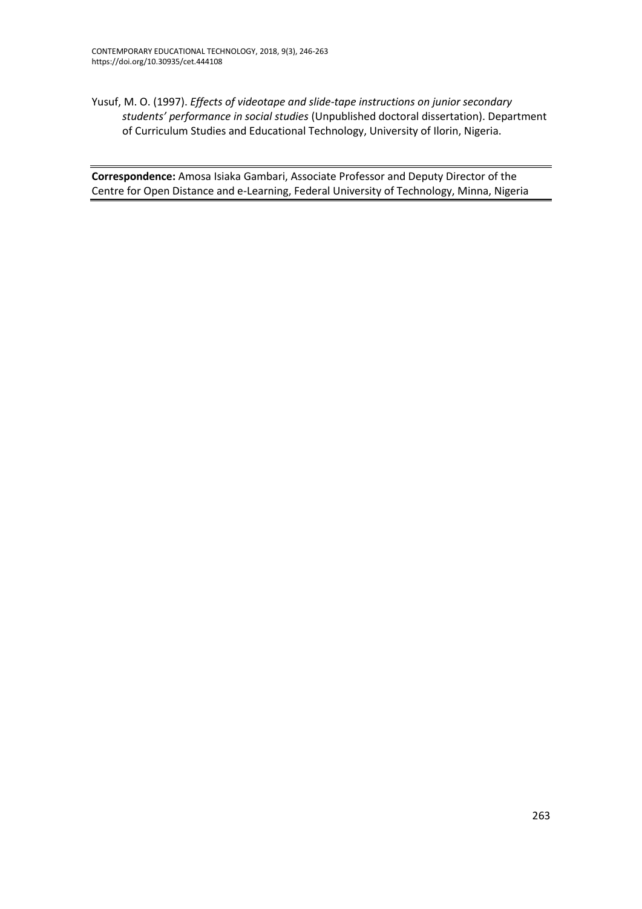Yusuf, M. O. (1997). *Effects of videotape and slide-tape instructions on junior secondary students' performance in social studies* (Unpublished doctoral dissertation). Department of Curriculum Studies and Educational Technology, University of Ilorin, Nigeria.

---

**Correspondence:** Amosa Isiaka Gambari, Associate Professor and Deputy Director of the Centre for Open Distance and e-Learning, Federal University of Technology, Minna, Nigeria

---